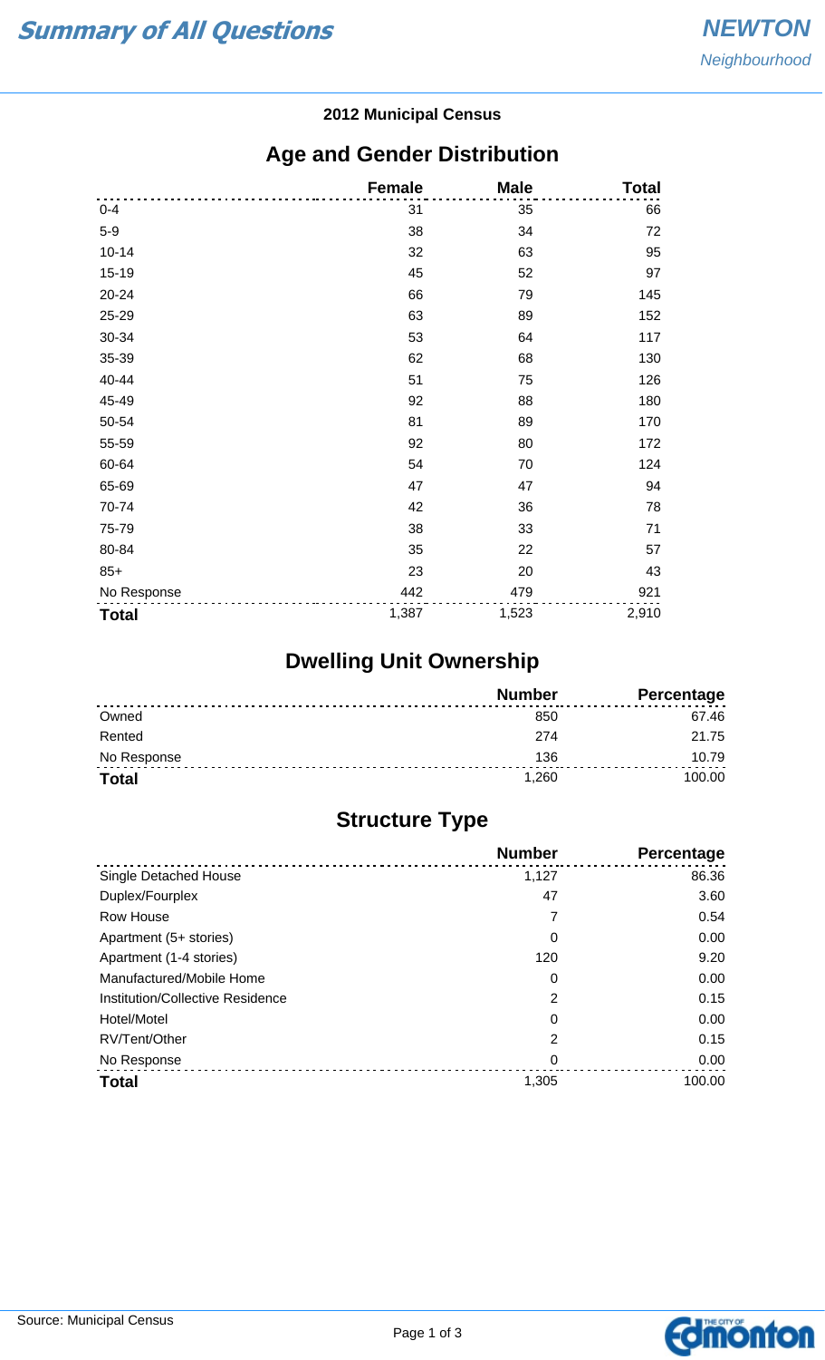# Summary of All Questions

**NEWTON**
*Neighbourhood*

**2012 Municipal Census**

## Age and Gender Distribution

| | Female | Male | Total |
|---|---|---|---|
| 0-4 | 31 | 35 | 66 |
| 5-9 | 38 | 34 | 72 |
| 10-14 | 32 | 63 | 95 |
| 15-19 | 45 | 52 | 97 |
| 20-24 | 66 | 79 | 145 |
| 25-29 | 63 | 89 | 152 |
| 30-34 | 53 | 64 | 117 |
| 35-39 | 62 | 68 | 130 |
| 40-44 | 51 | 75 | 126 |
| 45-49 | 92 | 88 | 180 |
| 50-54 | 81 | 89 | 170 |
| 55-59 | 92 | 80 | 172 |
| 60-64 | 54 | 70 | 124 |
| 65-69 | 47 | 47 | 94 |
| 70-74 | 42 | 36 | 78 |
| 75-79 | 38 | 33 | 71 |
| 80-84 | 35 | 22 | 57 |
| 85+ | 23 | 20 | 43 |
| No Response | 442 | 479 | 921 |
| **Total** | 1,387 | 1,523 | 2,910 |

## Dwelling Unit Ownership

| | Number | Percentage |
|---|---|---|
| Owned | 850 | 67.46 |
| Rented | 274 | 21.75 |
| No Response | 136 | 10.79 |
| **Total** | 1,260 | 100.00 |

## Structure Type

| | Number | Percentage |
|---|---|---|
| Single Detached House | 1,127 | 86.36 |
| Duplex/Fourplex | 47 | 3.60 |
| Row House | 7 | 0.54 |
| Apartment (5+ stories) | 0 | 0.00 |
| Apartment (1-4 stories) | 120 | 9.20 |
| Manufactured/Mobile Home | 0 | 0.00 |
| Institution/Collective Residence | 2 | 0.15 |
| Hotel/Motel | 0 | 0.00 |
| RV/Tent/Other | 2 | 0.15 |
| No Response | 0 | 0.00 |
| **Total** | 1,305 | 100.00 |

Source: Municipal Census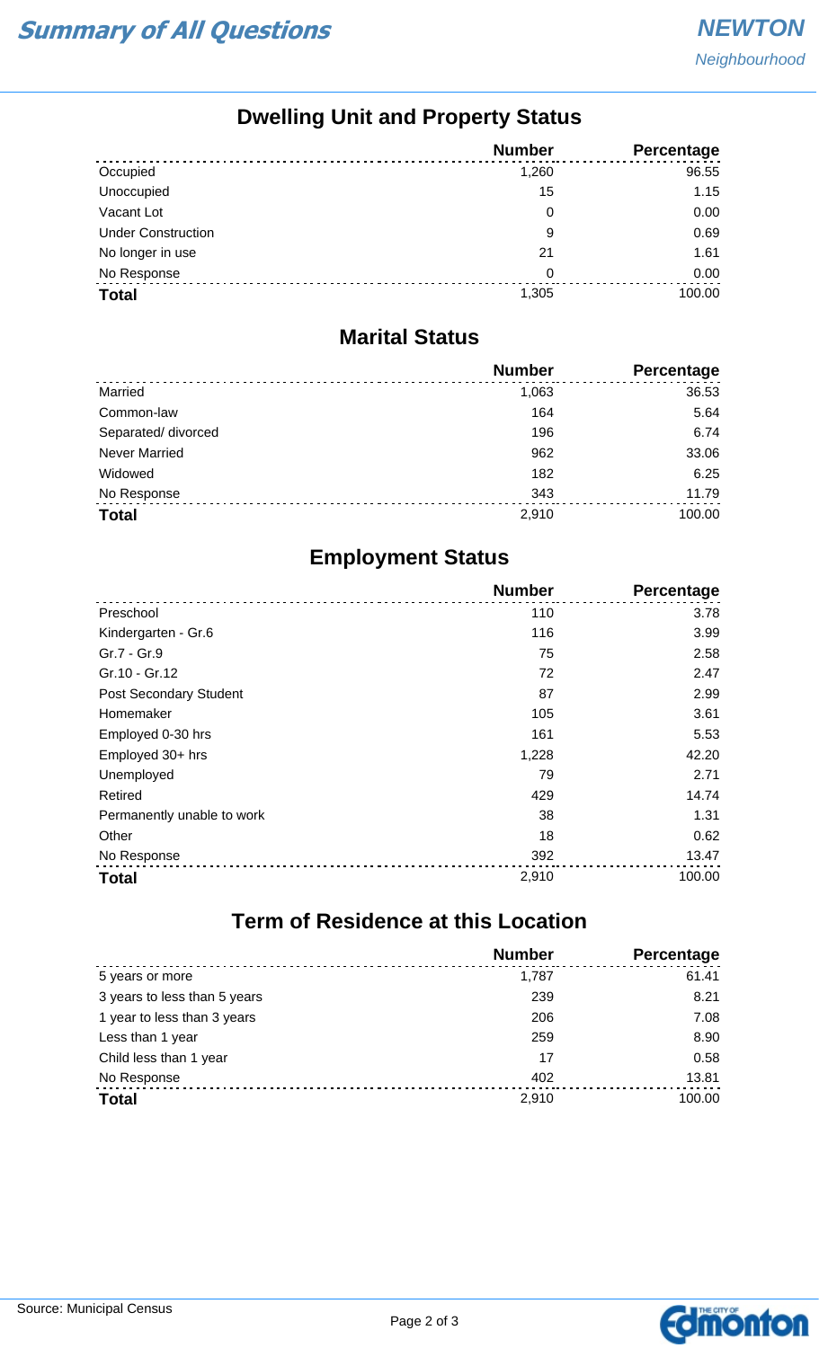# Summary of All Questions

**NEWTON**
*Neighbourhood*

## Dwelling Unit and Property Status

| | Number | Percentage |
|---|---|---|
| Occupied | 1,260 | 96.55 |
| Unoccupied | 15 | 1.15 |
| Vacant Lot | 0 | 0.00 |
| Under Construction | 9 | 0.69 |
| No longer in use | 21 | 1.61 |
| No Response | 0 | 0.00 |
| **Total** | 1,305 | 100.00 |

## Marital Status

| | Number | Percentage |
|---|---|---|
| Married | 1,063 | 36.53 |
| Common-law | 164 | 5.64 |
| Separated/ divorced | 196 | 6.74 |
| Never Married | 962 | 33.06 |
| Widowed | 182 | 6.25 |
| No Response | 343 | 11.79 |
| **Total** | 2,910 | 100.00 |

## Employment Status

| | Number | Percentage |
|---|---|---|
| Preschool | 110 | 3.78 |
| Kindergarten - Gr.6 | 116 | 3.99 |
| Gr.7 - Gr.9 | 75 | 2.58 |
| Gr.10 - Gr.12 | 72 | 2.47 |
| Post Secondary Student | 87 | 2.99 |
| Homemaker | 105 | 3.61 |
| Employed 0-30 hrs | 161 | 5.53 |
| Employed 30+ hrs | 1,228 | 42.20 |
| Unemployed | 79 | 2.71 |
| Retired | 429 | 14.74 |
| Permanently unable to work | 38 | 1.31 |
| Other | 18 | 0.62 |
| No Response | 392 | 13.47 |
| **Total** | 2,910 | 100.00 |

## Term of Residence at this Location

| | Number | Percentage |
|---|---|---|
| 5 years or more | 1,787 | 61.41 |
| 3 years to less than 5 years | 239 | 8.21 |
| 1 year to less than 3 years | 206 | 7.08 |
| Less than 1 year | 259 | 8.90 |
| Child less than 1 year | 17 | 0.58 |
| No Response | 402 | 13.81 |
| **Total** | 2,910 | 100.00 |

Source: Municipal Census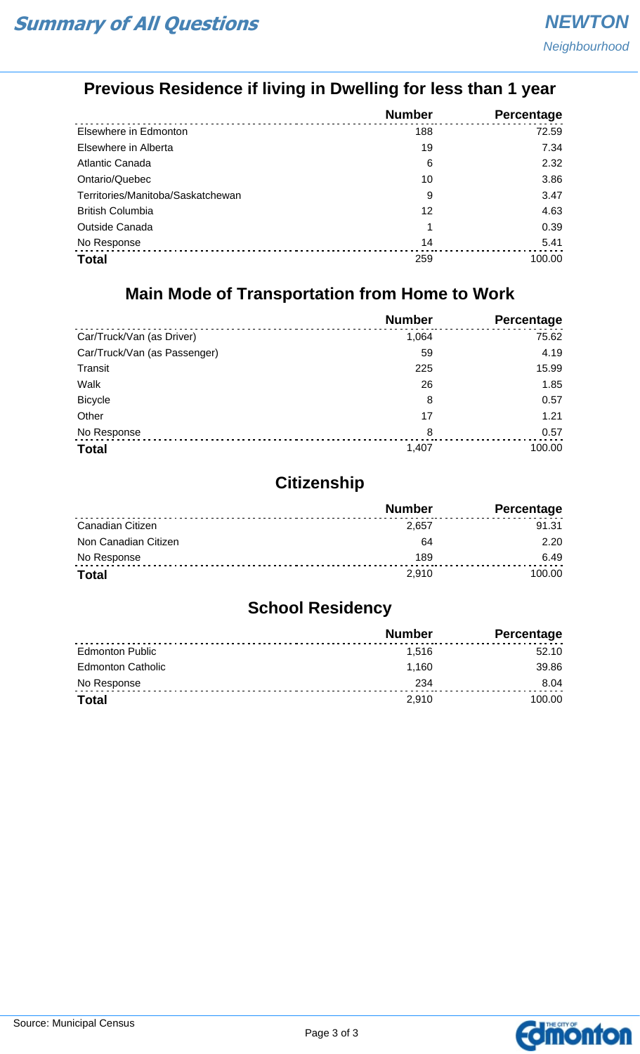# Summary of All Questions

**NEWTON**
*Neighbourhood*

## Previous Residence if living in Dwelling for less than 1 year

| | Number | Percentage |
|---|---|---|
| Elsewhere in Edmonton | 188 | 72.59 |
| Elsewhere in Alberta | 19 | 7.34 |
| Atlantic Canada | 6 | 2.32 |
| Ontario/Quebec | 10 | 3.86 |
| Territories/Manitoba/Saskatchewan | 9 | 3.47 |
| British Columbia | 12 | 4.63 |
| Outside Canada | 1 | 0.39 |
| No Response | 14 | 5.41 |
| **Total** | 259 | 100.00 |

## Main Mode of Transportation from Home to Work

| | Number | Percentage |
|---|---|---|
| Car/Truck/Van (as Driver) | 1,064 | 75.62 |
| Car/Truck/Van (as Passenger) | 59 | 4.19 |
| Transit | 225 | 15.99 |
| Walk | 26 | 1.85 |
| Bicycle | 8 | 0.57 |
| Other | 17 | 1.21 |
| No Response | 8 | 0.57 |
| **Total** | 1,407 | 100.00 |

## Citizenship

| | Number | Percentage |
|---|---|---|
| Canadian Citizen | 2,657 | 91.31 |
| Non Canadian Citizen | 64 | 2.20 |
| No Response | 189 | 6.49 |
| **Total** | 2,910 | 100.00 |

## School Residency

| | Number | Percentage |
|---|---|---|
| Edmonton Public | 1,516 | 52.10 |
| Edmonton Catholic | 1,160 | 39.86 |
| No Response | 234 | 8.04 |
| **Total** | 2,910 | 100.00 |

Source: Municipal Census